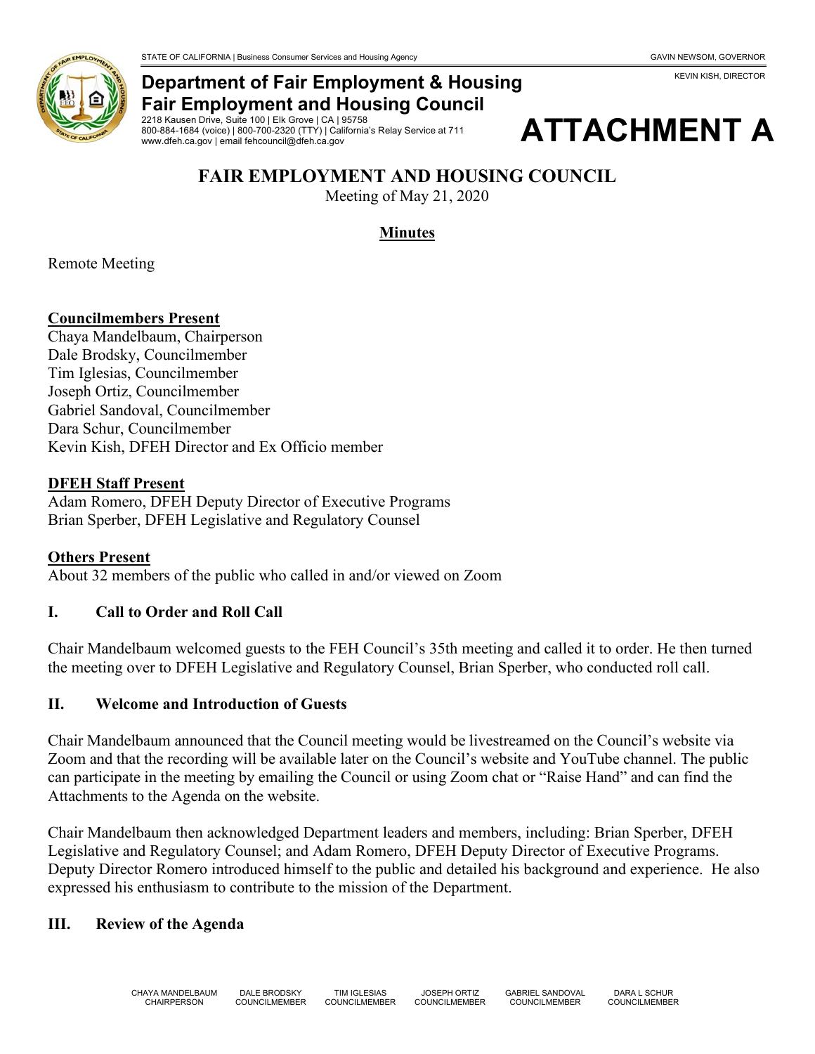STATE OF CALIFORNIA | Business Consumer Services and Housing Agency

GAVIN NEWSOM, GOVERNOR

KEVIN KISH, DIRECTOR

**Department of Fair Employment & Housing**
**Fair Employment and Housing Council**
2218 Kausen Drive, Suite 100 | Elk Grove | CA | 95758
800-884-1684 (voice) | 800-700-2320 (TTY) | California's Relay Service at 711
www.dfeh.ca.gov | email fehcouncil@dfeh.ca.gov

# ATTACHMENT A

## FAIR EMPLOYMENT AND HOUSING COUNCIL

Meeting of May 21, 2020

**Minutes**

Remote Meeting

**Councilmembers Present**
Chaya Mandelbaum, Chairperson
Dale Brodsky, Councilmember
Tim Iglesias, Councilmember
Joseph Ortiz, Councilmember
Gabriel Sandoval, Councilmember
Dara Schur, Councilmember
Kevin Kish, DFEH Director and Ex Officio member

**DFEH Staff Present**
Adam Romero, DFEH Deputy Director of Executive Programs
Brian Sperber, DFEH Legislative and Regulatory Counsel

**Others Present**
About 32 members of the public who called in and/or viewed on Zoom

### I. Call to Order and Roll Call

Chair Mandelbaum welcomed guests to the FEH Council's 35th meeting and called it to order. He then turned the meeting over to DFEH Legislative and Regulatory Counsel, Brian Sperber, who conducted roll call.

### II. Welcome and Introduction of Guests

Chair Mandelbaum announced that the Council meeting would be livestreamed on the Council's website via Zoom and that the recording will be available later on the Council's website and YouTube channel. The public can participate in the meeting by emailing the Council or using Zoom chat or "Raise Hand" and can find the Attachments to the Agenda on the website.

Chair Mandelbaum then acknowledged Department leaders and members, including: Brian Sperber, DFEH Legislative and Regulatory Counsel; and Adam Romero, DFEH Deputy Director of Executive Programs. Deputy Director Romero introduced himself to the public and detailed his background and experience. He also expressed his enthusiasm to contribute to the mission of the Department.

### III. Review of the Agenda

CHAYA MANDELBAUM, CHAIRPERSON | DALE BRODSKY, COUNCILMEMBER | TIM IGLESIAS, COUNCILMEMBER | JOSEPH ORTIZ, COUNCILMEMBER | GABRIEL SANDOVAL, COUNCILMEMBER | DARA L SCHUR, COUNCILMEMBER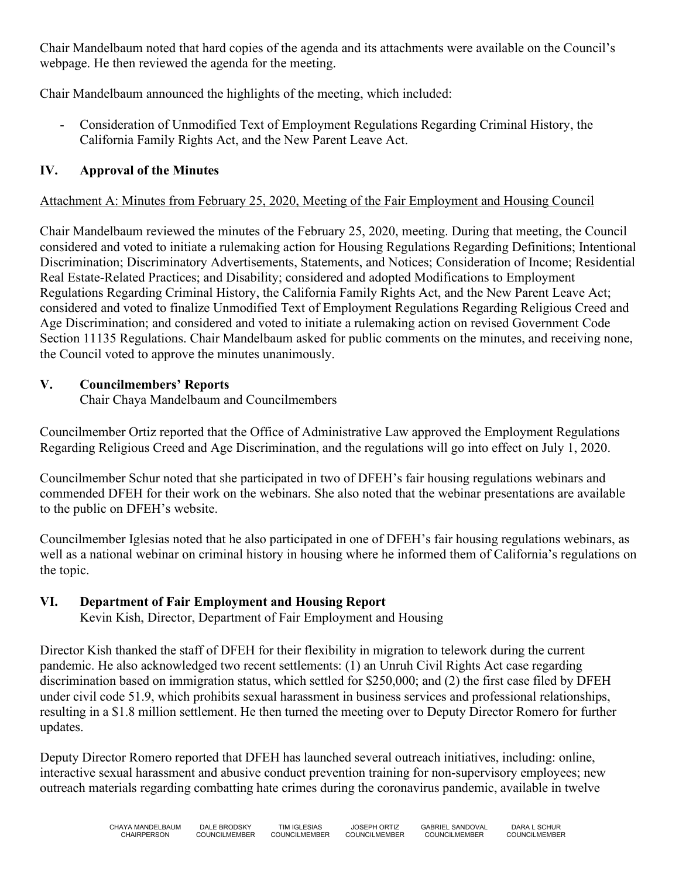Chair Mandelbaum noted that hard copies of the agenda and its attachments were available on the Council's webpage. He then reviewed the agenda for the meeting.

Chair Mandelbaum announced the highlights of the meeting, which included:

- Consideration of Unmodified Text of Employment Regulations Regarding Criminal History, the California Family Rights Act, and the New Parent Leave Act.

## IV. Approval of the Minutes

Attachment A: Minutes from February 25, 2020, Meeting of the Fair Employment and Housing Council

Chair Mandelbaum reviewed the minutes of the February 25, 2020, meeting. During that meeting, the Council considered and voted to initiate a rulemaking action for Housing Regulations Regarding Definitions; Intentional Discrimination; Discriminatory Advertisements, Statements, and Notices; Consideration of Income; Residential Real Estate-Related Practices; and Disability; considered and adopted Modifications to Employment Regulations Regarding Criminal History, the California Family Rights Act, and the New Parent Leave Act; considered and voted to finalize Unmodified Text of Employment Regulations Regarding Religious Creed and Age Discrimination; and considered and voted to initiate a rulemaking action on revised Government Code Section 11135 Regulations. Chair Mandelbaum asked for public comments on the minutes, and receiving none, the Council voted to approve the minutes unanimously.

## V. Councilmembers' Reports

Chair Chaya Mandelbaum and Councilmembers

Councilmember Ortiz reported that the Office of Administrative Law approved the Employment Regulations Regarding Religious Creed and Age Discrimination, and the regulations will go into effect on July 1, 2020.

Councilmember Schur noted that she participated in two of DFEH's fair housing regulations webinars and commended DFEH for their work on the webinars. She also noted that the webinar presentations are available to the public on DFEH's website.

Councilmember Iglesias noted that he also participated in one of DFEH's fair housing regulations webinars, as well as a national webinar on criminal history in housing where he informed them of California's regulations on the topic.

## VI. Department of Fair Employment and Housing Report

Kevin Kish, Director, Department of Fair Employment and Housing

Director Kish thanked the staff of DFEH for their flexibility in migration to telework during the current pandemic. He also acknowledged two recent settlements: (1) an Unruh Civil Rights Act case regarding discrimination based on immigration status, which settled for $250,000; and (2) the first case filed by DFEH under civil code 51.9, which prohibits sexual harassment in business services and professional relationships, resulting in a $1.8 million settlement. He then turned the meeting over to Deputy Director Romero for further updates.

Deputy Director Romero reported that DFEH has launched several outreach initiatives, including: online, interactive sexual harassment and abusive conduct prevention training for non-supervisory employees; new outreach materials regarding combatting hate crimes during the coronavirus pandemic, available in twelve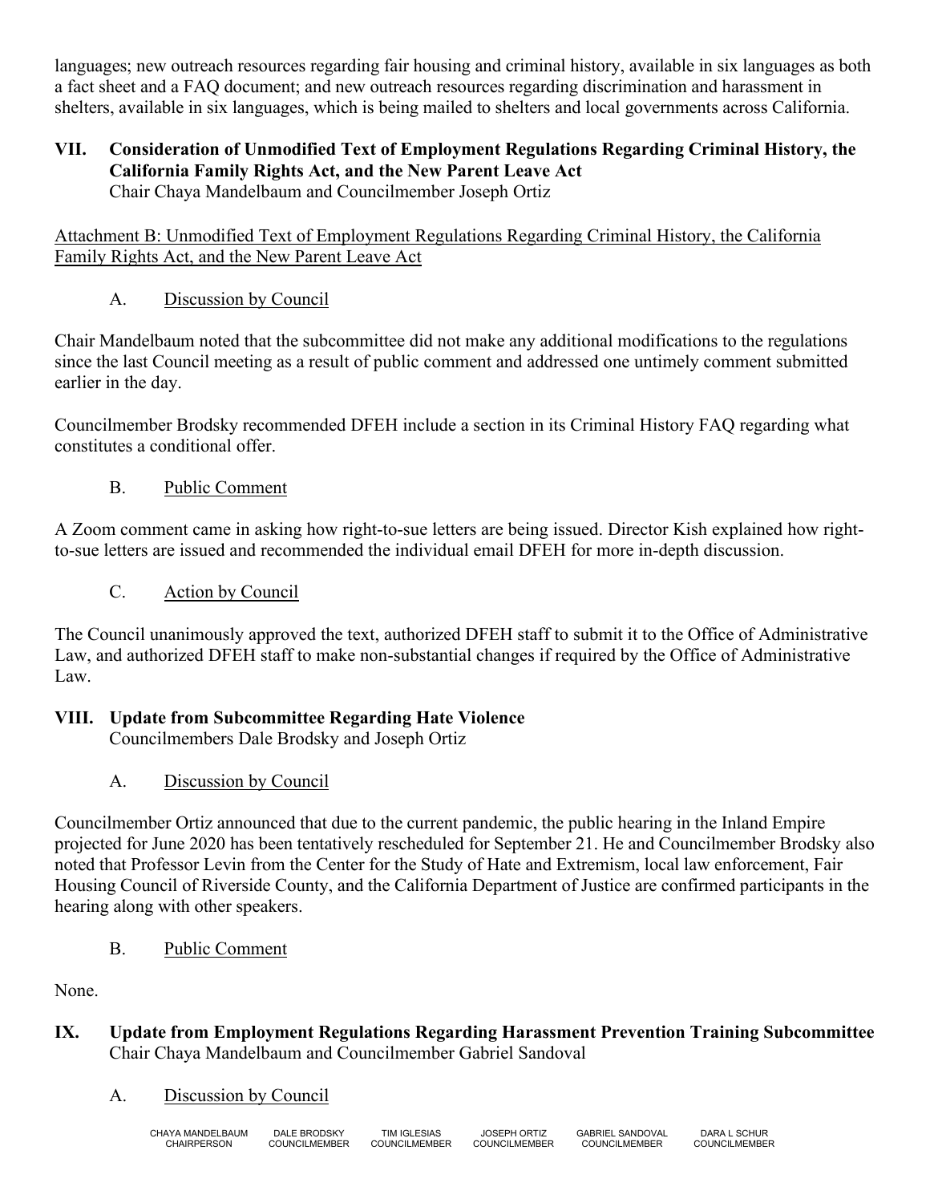languages; new outreach resources regarding fair housing and criminal history, available in six languages as both a fact sheet and a FAQ document; and new outreach resources regarding discrimination and harassment in shelters, available in six languages, which is being mailed to shelters and local governments across California.

## VII. Consideration of Unmodified Text of Employment Regulations Regarding Criminal History, the California Family Rights Act, and the New Parent Leave Act

Chair Chaya Mandelbaum and Councilmember Joseph Ortiz

Attachment B: Unmodified Text of Employment Regulations Regarding Criminal History, the California Family Rights Act, and the New Parent Leave Act

### A. Discussion by Council

Chair Mandelbaum noted that the subcommittee did not make any additional modifications to the regulations since the last Council meeting as a result of public comment and addressed one untimely comment submitted earlier in the day.

Councilmember Brodsky recommended DFEH include a section in its Criminal History FAQ regarding what constitutes a conditional offer.

### B. Public Comment

A Zoom comment came in asking how right-to-sue letters are being issued. Director Kish explained how right-to-sue letters are issued and recommended the individual email DFEH for more in-depth discussion.

### C. Action by Council

The Council unanimously approved the text, authorized DFEH staff to submit it to the Office of Administrative Law, and authorized DFEH staff to make non-substantial changes if required by the Office of Administrative Law.

## VIII. Update from Subcommittee Regarding Hate Violence

Councilmembers Dale Brodsky and Joseph Ortiz

### A. Discussion by Council

Councilmember Ortiz announced that due to the current pandemic, the public hearing in the Inland Empire projected for June 2020 has been tentatively rescheduled for September 21. He and Councilmember Brodsky also noted that Professor Levin from the Center for the Study of Hate and Extremism, local law enforcement, Fair Housing Council of Riverside County, and the California Department of Justice are confirmed participants in the hearing along with other speakers.

### B. Public Comment

None.

## IX. Update from Employment Regulations Regarding Harassment Prevention Training Subcommittee

Chair Chaya Mandelbaum and Councilmember Gabriel Sandoval

### A. Discussion by Council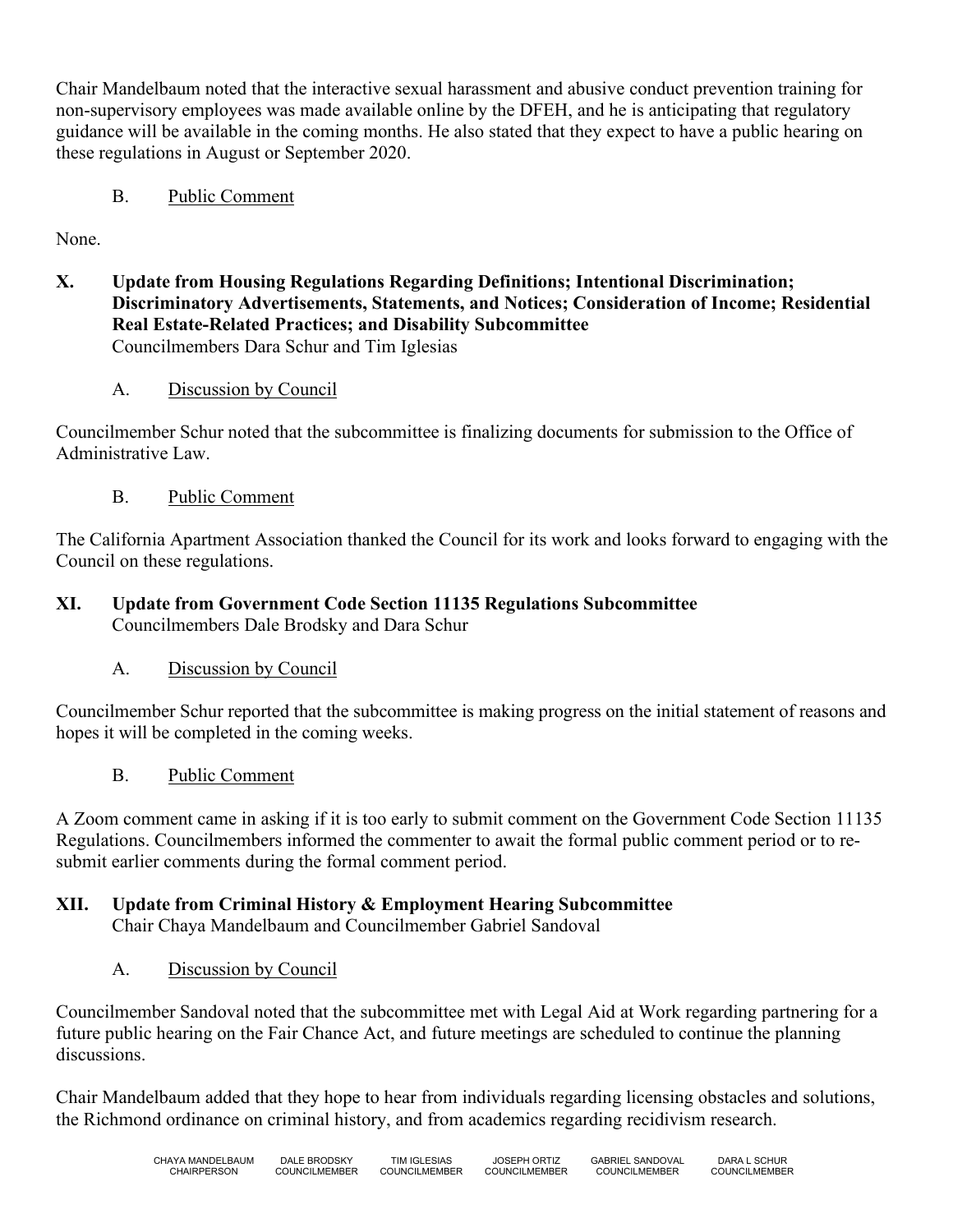Chair Mandelbaum noted that the interactive sexual harassment and abusive conduct prevention training for non-supervisory employees was made available online by the DFEH, and he is anticipating that regulatory guidance will be available in the coming months. He also stated that they expect to have a public hearing on these regulations in August or September 2020.

B. Public Comment

None.

**X. Update from Housing Regulations Regarding Definitions; Intentional Discrimination; Discriminatory Advertisements, Statements, and Notices; Consideration of Income; Residential Real Estate-Related Practices; and Disability Subcommittee**
Councilmembers Dara Schur and Tim Iglesias

A. Discussion by Council

Councilmember Schur noted that the subcommittee is finalizing documents for submission to the Office of Administrative Law.

B. Public Comment

The California Apartment Association thanked the Council for its work and looks forward to engaging with the Council on these regulations.

**XI. Update from Government Code Section 11135 Regulations Subcommittee**
Councilmembers Dale Brodsky and Dara Schur

A. Discussion by Council

Councilmember Schur reported that the subcommittee is making progress on the initial statement of reasons and hopes it will be completed in the coming weeks.

B. Public Comment

A Zoom comment came in asking if it is too early to submit comment on the Government Code Section 11135 Regulations. Councilmembers informed the commenter to await the formal public comment period or to re-submit earlier comments during the formal comment period.

**XII. Update from Criminal History & Employment Hearing Subcommittee**
Chair Chaya Mandelbaum and Councilmember Gabriel Sandoval

A. Discussion by Council

Councilmember Sandoval noted that the subcommittee met with Legal Aid at Work regarding partnering for a future public hearing on the Fair Chance Act, and future meetings are scheduled to continue the planning discussions.

Chair Mandelbaum added that they hope to hear from individuals regarding licensing obstacles and solutions, the Richmond ordinance on criminal history, and from academics regarding recidivism research.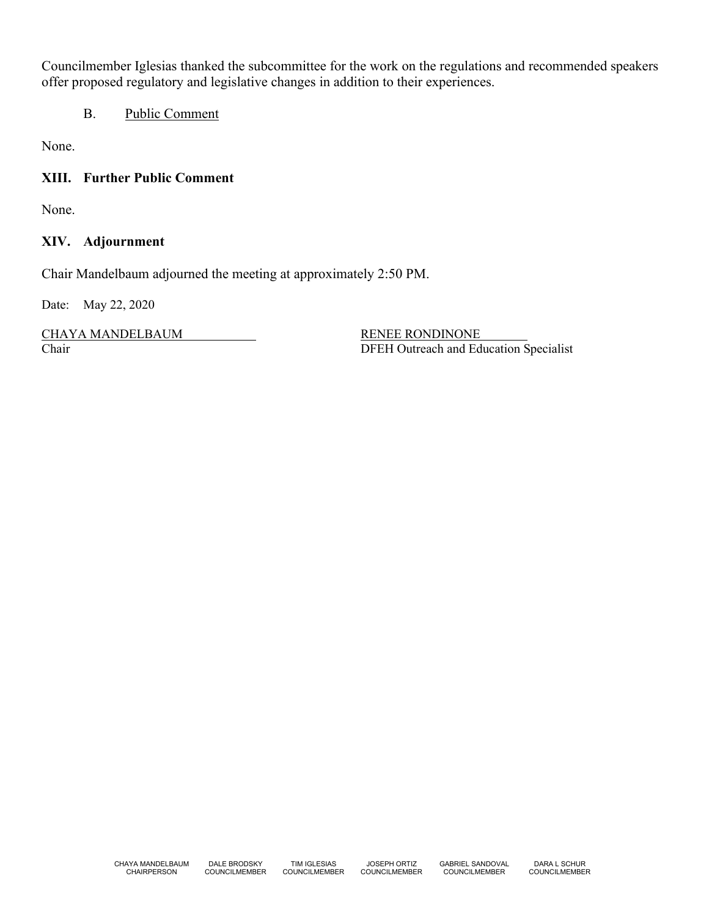Councilmember Iglesias thanked the subcommittee for the work on the regulations and recommended speakers offer proposed regulatory and legislative changes in addition to their experiences.

B. Public Comment

None.

## XIII. Further Public Comment

None.

## XIV. Adjournment

Chair Mandelbaum adjourned the meeting at approximately 2:50 PM.

Date: May 22, 2020

CHAYA MANDELBAUM
Chair

RENEE RONDINONE
DFEH Outreach and Education Specialist

CHAYA MANDELBAUM CHAIRPERSON | DALE BRODSKY COUNCILMEMBER | TIM IGLESIAS COUNCILMEMBER | JOSEPH ORTIZ COUNCILMEMBER | GABRIEL SANDOVAL COUNCILMEMBER | DARA L SCHUR COUNCILMEMBER